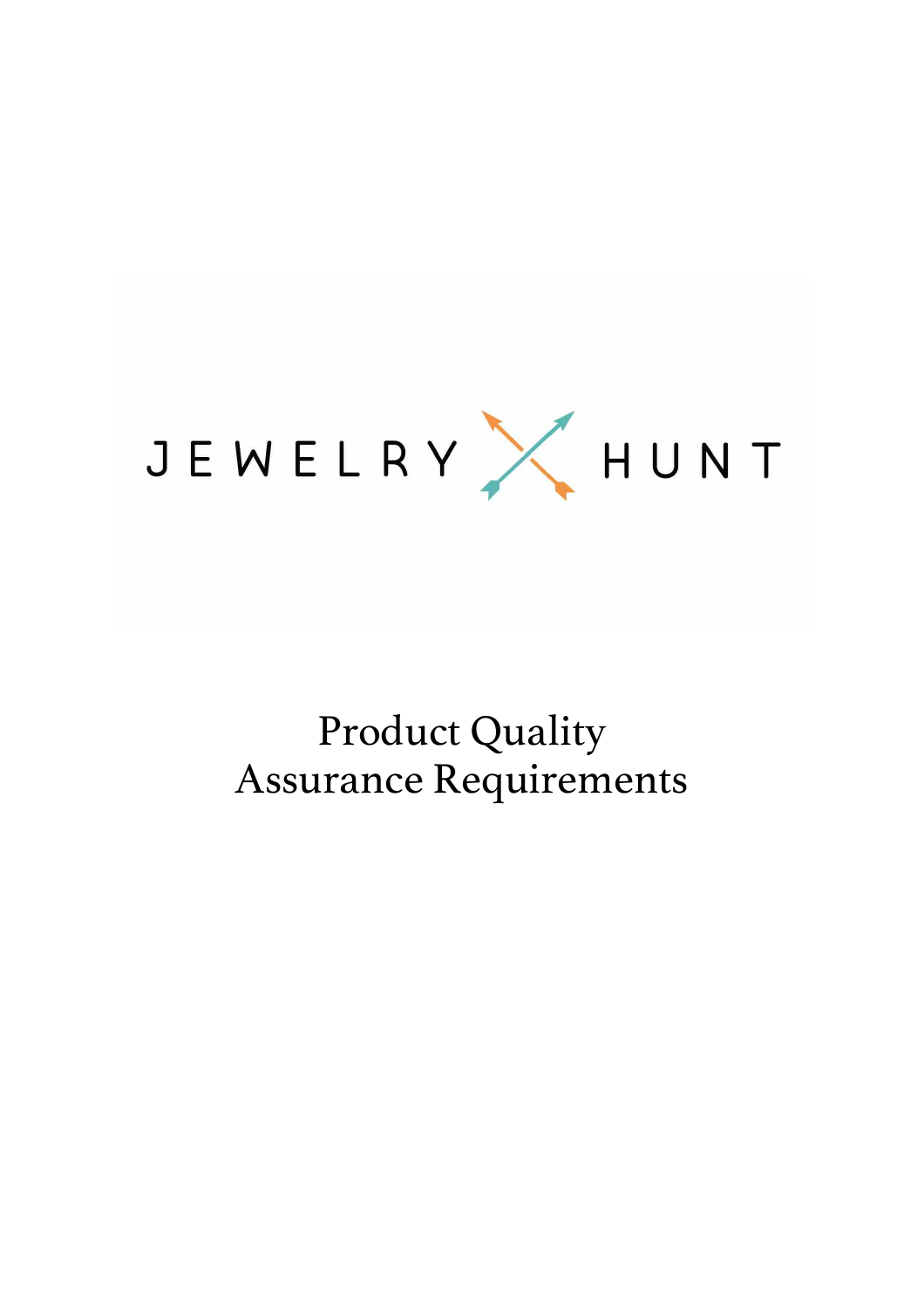JEWELRY HUNT

# Product Quality Assurance Requirements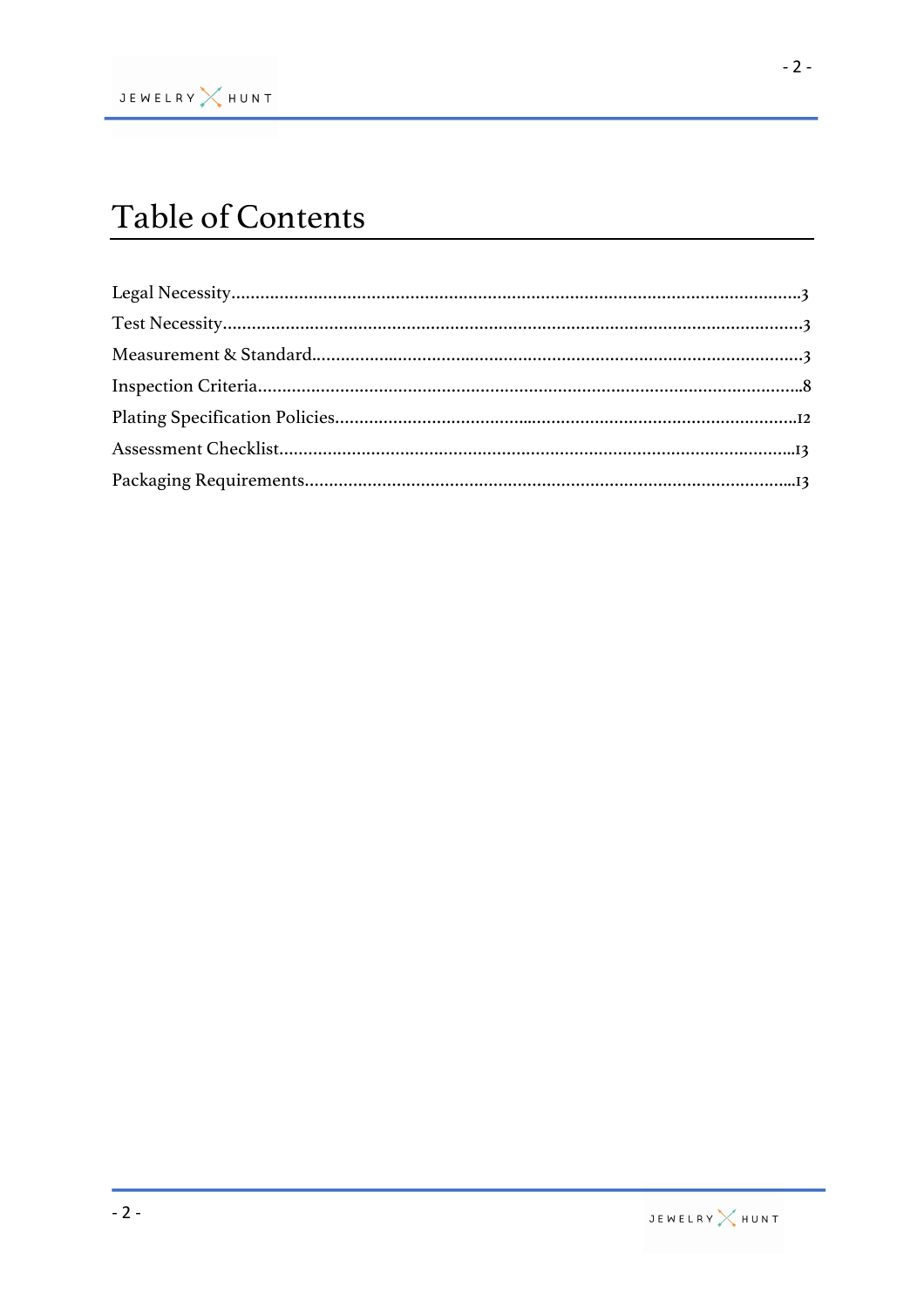# Table of Contents

Legal Necessity..........3
Test Necessity..........3
Measurement & Standard..........3
Inspection Criteria..........8
Plating Specification Policies..........12
Assessment Checklist..........13
Packaging Requirements..........13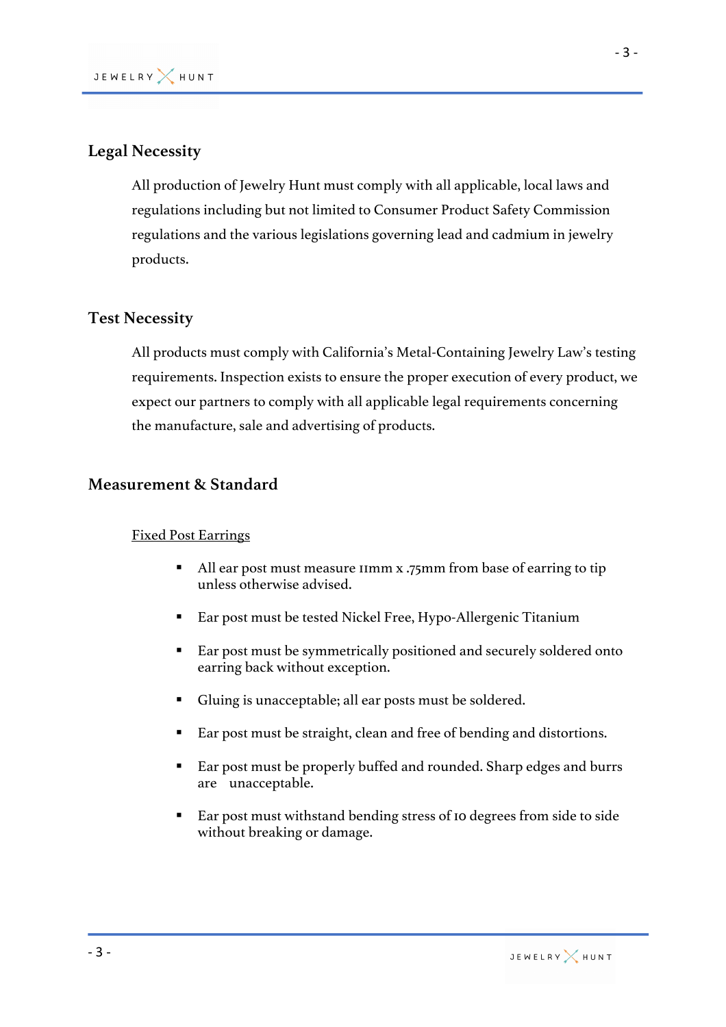## Legal Necessity

All production of Jewelry Hunt must comply with all applicable, local laws and regulations including but not limited to Consumer Product Safety Commission regulations and the various legislations governing lead and cadmium in jewelry products.

## Test Necessity

All products must comply with California's Metal-Containing Jewelry Law's testing requirements. Inspection exists to ensure the proper execution of every product, we expect our partners to comply with all applicable legal requirements concerning the manufacture, sale and advertising of products.

## Measurement & Standard

<u>Fixed Post Earrings</u>

- All ear post must measure 11mm x .75mm from base of earring to tip unless otherwise advised.
- Ear post must be tested Nickel Free, Hypo-Allergenic Titanium
- Ear post must be symmetrically positioned and securely soldered onto earring back without exception.
- Gluing is unacceptable; all ear posts must be soldered.
- Ear post must be straight, clean and free of bending and distortions.
- Ear post must be properly buffed and rounded. Sharp edges and burrs are unacceptable.
- Ear post must withstand bending stress of 10 degrees from side to side without breaking or damage.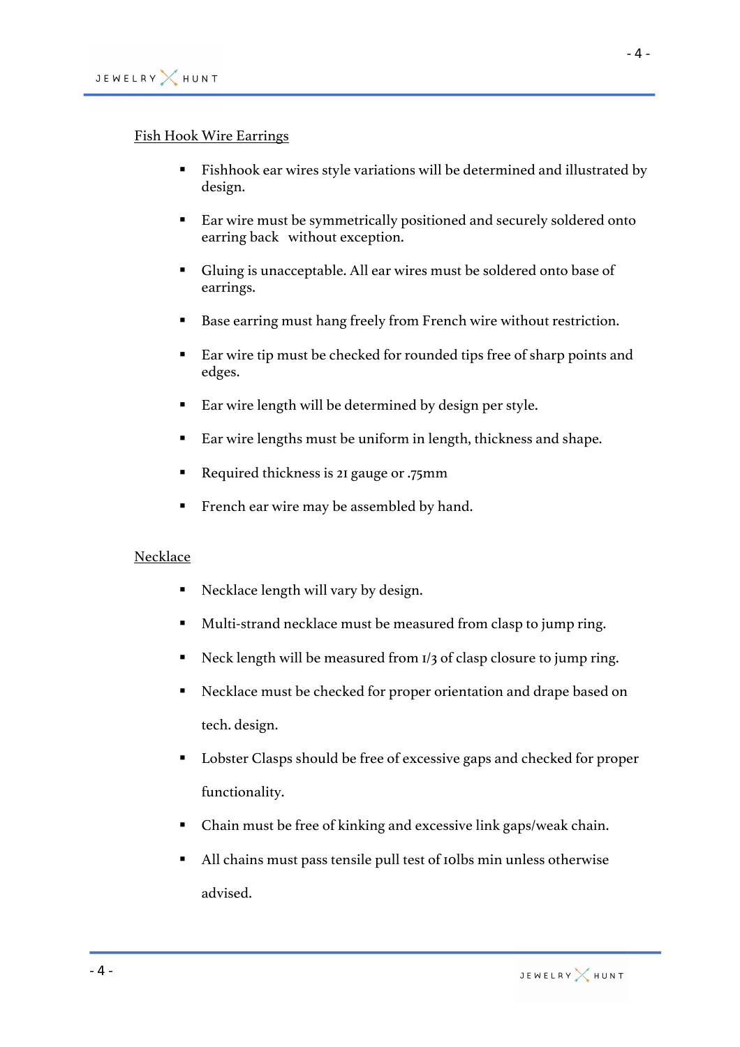<u>Fish Hook Wire Earrings</u>

- Fishhook ear wires style variations will be determined and illustrated by design.
- Ear wire must be symmetrically positioned and securely soldered onto earring back without exception.
- Gluing is unacceptable. All ear wires must be soldered onto base of earrings.
- Base earring must hang freely from French wire without restriction.
- Ear wire tip must be checked for rounded tips free of sharp points and edges.
- Ear wire length will be determined by design per style.
- Ear wire lengths must be uniform in length, thickness and shape.
- Required thickness is 21 gauge or .75mm
- French ear wire may be assembled by hand.

<u>Necklace</u>

- Necklace length will vary by design.
- Multi-strand necklace must be measured from clasp to jump ring.
- Neck length will be measured from 1/3 of clasp closure to jump ring.
- Necklace must be checked for proper orientation and drape based on tech. design.
- Lobster Clasps should be free of excessive gaps and checked for proper functionality.
- Chain must be free of kinking and excessive link gaps/weak chain.
- All chains must pass tensile pull test of 10lbs min unless otherwise advised.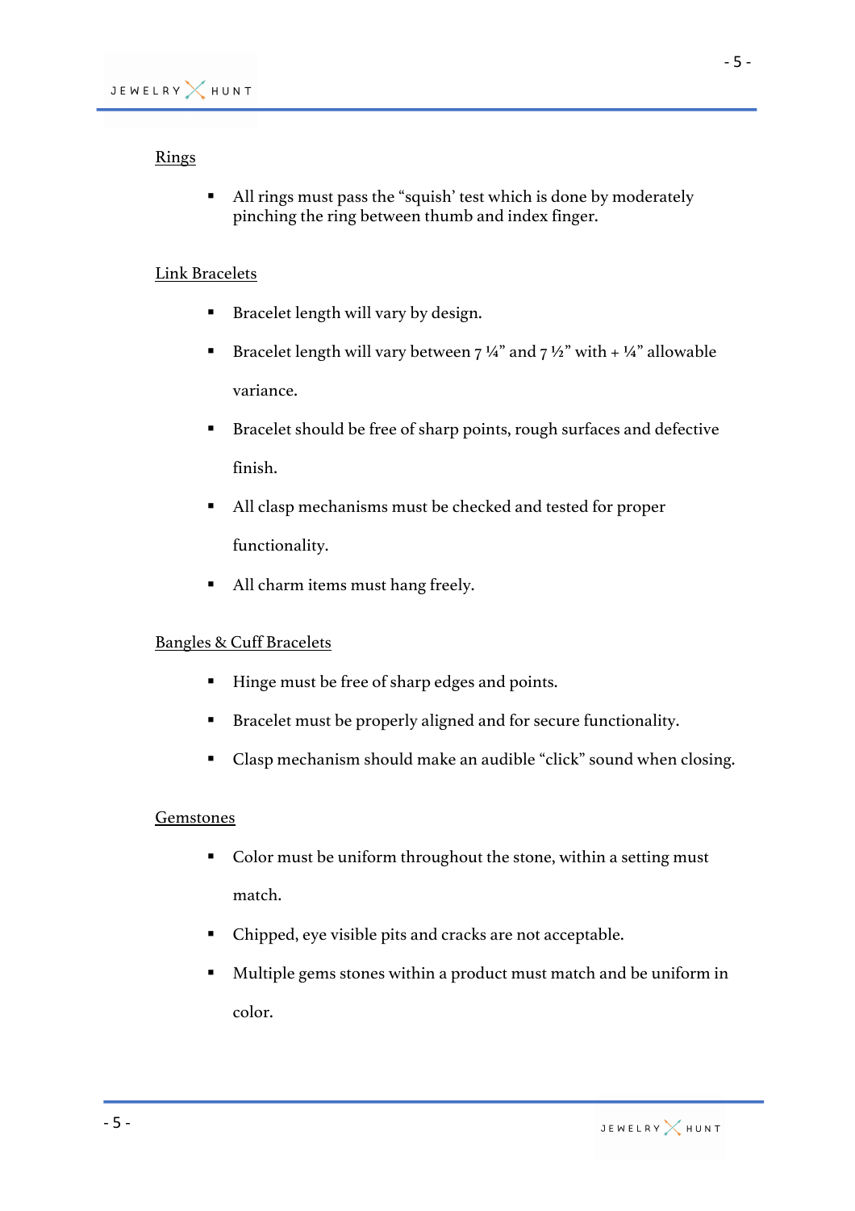<u>Rings</u>

- All rings must pass the "squish' test which is done by moderately pinching the ring between thumb and index finger.

<u>Link Bracelets</u>

- Bracelet length will vary by design.
- Bracelet length will vary between 7 ¼" and 7 ½" with + ¼" allowable variance.
- Bracelet should be free of sharp points, rough surfaces and defective finish.
- All clasp mechanisms must be checked and tested for proper functionality.
- All charm items must hang freely.

<u>Bangles & Cuff Bracelets</u>

- Hinge must be free of sharp edges and points.
- Bracelet must be properly aligned and for secure functionality.
- Clasp mechanism should make an audible "click" sound when closing.

<u>Gemstones</u>

- Color must be uniform throughout the stone, within a setting must match.
- Chipped, eye visible pits and cracks are not acceptable.
- Multiple gems stones within a product must match and be uniform in color.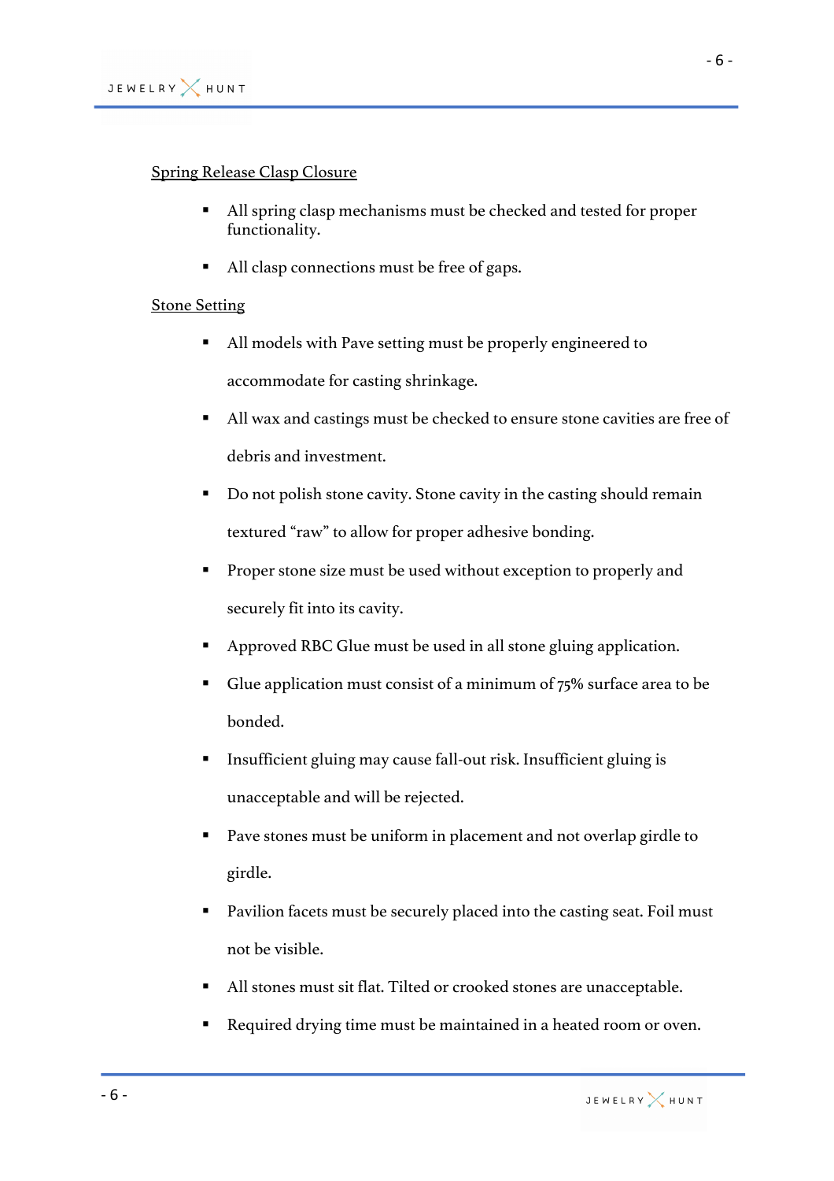Spring Release Clasp Closure

- All spring clasp mechanisms must be checked and tested for proper functionality.
- All clasp connections must be free of gaps.

Stone Setting

- All models with Pave setting must be properly engineered to accommodate for casting shrinkage.
- All wax and castings must be checked to ensure stone cavities are free of debris and investment.
- Do not polish stone cavity. Stone cavity in the casting should remain textured "raw" to allow for proper adhesive bonding.
- Proper stone size must be used without exception to properly and securely fit into its cavity.
- Approved RBC Glue must be used in all stone gluing application.
- Glue application must consist of a minimum of 75% surface area to be bonded.
- Insufficient gluing may cause fall-out risk. Insufficient gluing is unacceptable and will be rejected.
- Pave stones must be uniform in placement and not overlap girdle to girdle.
- Pavilion facets must be securely placed into the casting seat. Foil must not be visible.
- All stones must sit flat. Tilted or crooked stones are unacceptable.
- Required drying time must be maintained in a heated room or oven.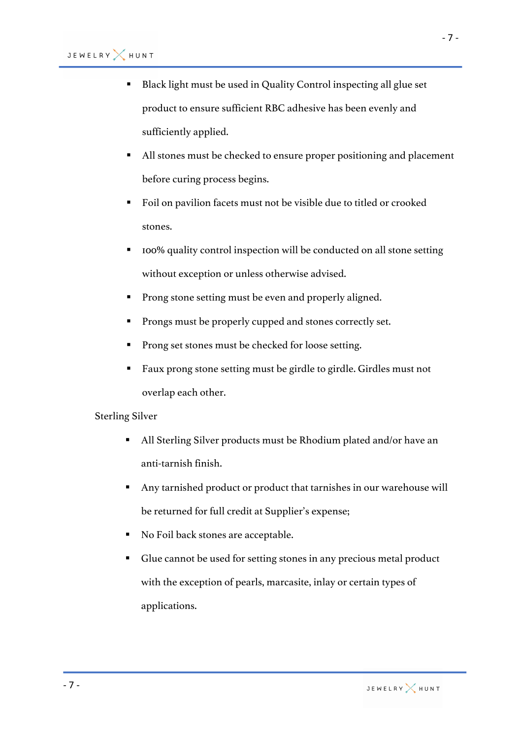- Black light must be used in Quality Control inspecting all glue set product to ensure sufficient RBC adhesive has been evenly and sufficiently applied.
- All stones must be checked to ensure proper positioning and placement before curing process begins.
- Foil on pavilion facets must not be visible due to titled or crooked stones.
- 100% quality control inspection will be conducted on all stone setting without exception or unless otherwise advised.
- Prong stone setting must be even and properly aligned.
- Prongs must be properly cupped and stones correctly set.
- Prong set stones must be checked for loose setting.
- Faux prong stone setting must be girdle to girdle. Girdles must not overlap each other.

Sterling Silver

- All Sterling Silver products must be Rhodium plated and/or have an anti-tarnish finish.
- Any tarnished product or product that tarnishes in our warehouse will be returned for full credit at Supplier's expense;
- No Foil back stones are acceptable.
- Glue cannot be used for setting stones in any precious metal product with the exception of pearls, marcasite, inlay or certain types of applications.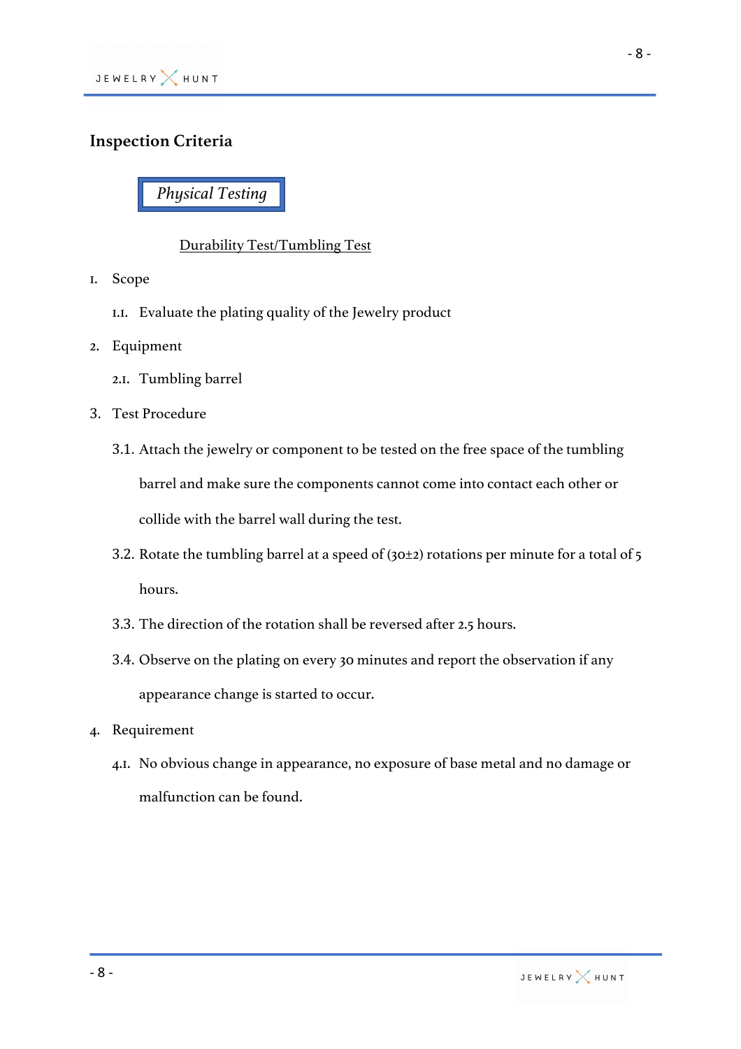## Inspection Criteria

*Physical Testing*

<u>Durability Test/Tumbling Test</u>

1. Scope
   1.1. Evaluate the plating quality of the Jewelry product
2. Equipment
   2.1. Tumbling barrel
3. Test Procedure
   3.1. Attach the jewelry or component to be tested on the free space of the tumbling barrel and make sure the components cannot come into contact each other or collide with the barrel wall during the test.
   3.2. Rotate the tumbling barrel at a speed of (30±2) rotations per minute for a total of 5 hours.
   3.3. The direction of the rotation shall be reversed after 2.5 hours.
   3.4. Observe on the plating on every 30 minutes and report the observation if any appearance change is started to occur.
4. Requirement
   4.1. No obvious change in appearance, no exposure of base metal and no damage or malfunction can be found.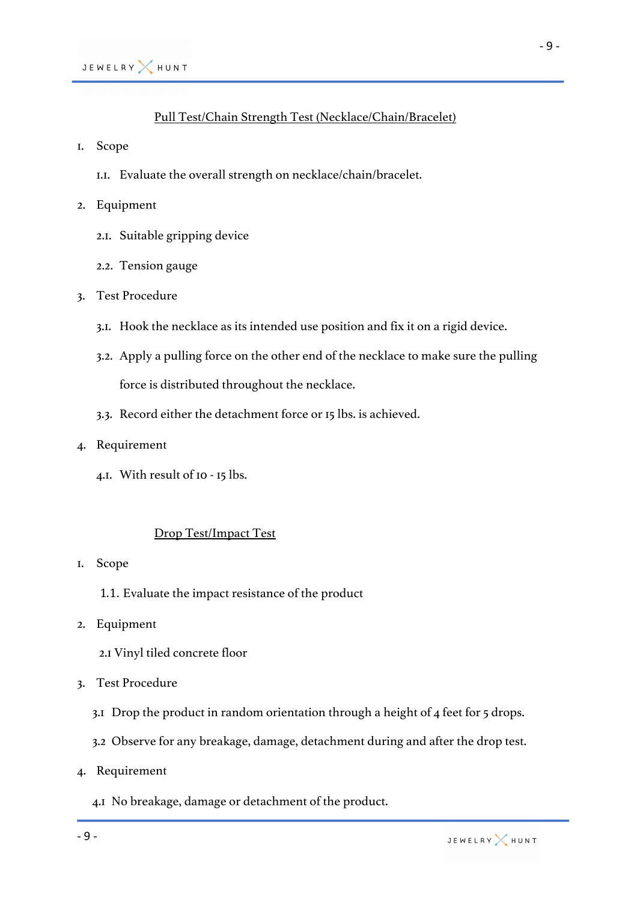## Pull Test/Chain Strength Test (Necklace/Chain/Bracelet)

1. Scope

   1.1. Evaluate the overall strength on necklace/chain/bracelet.

2. Equipment

   2.1. Suitable gripping device

   2.2. Tension gauge

3. Test Procedure

   3.1. Hook the necklace as its intended use position and fix it on a rigid device.

   3.2. Apply a pulling force on the other end of the necklace to make sure the pulling force is distributed throughout the necklace.

   3.3. Record either the detachment force or 15 lbs. is achieved.

4. Requirement

   4.1. With result of 10 - 15 lbs.

## Drop Test/Impact Test

1. Scope

   1.1. Evaluate the impact resistance of the product

2. Equipment

   2.1 Vinyl tiled concrete floor

3. Test Procedure

   3.1 Drop the product in random orientation through a height of 4 feet for 5 drops.

   3.2 Observe for any breakage, damage, detachment during and after the drop test.

4. Requirement

   4.1 No breakage, damage or detachment of the product.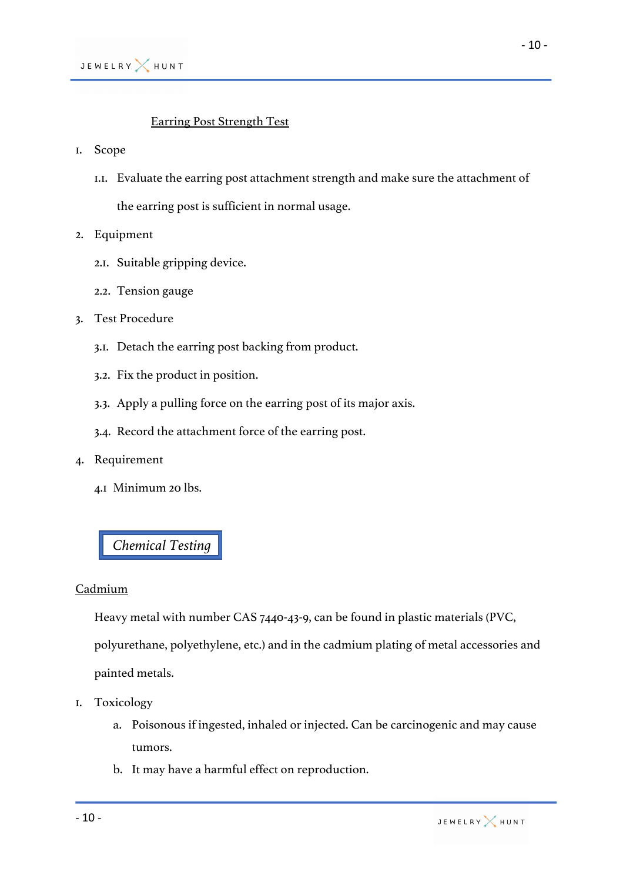## Earring Post Strength Test

1. Scope
   1.1. Evaluate the earring post attachment strength and make sure the attachment of the earring post is sufficient in normal usage.
2. Equipment
   2.1. Suitable gripping device.
   2.2. Tension gauge
3. Test Procedure
   3.1. Detach the earring post backing from product.
   3.2. Fix the product in position.
   3.3. Apply a pulling force on the earring post of its major axis.
   3.4. Record the attachment force of the earring post.
4. Requirement
   4.1 Minimum 20 lbs.

## *Chemical Testing*

### Cadmium

Heavy metal with number CAS 7440-43-9, can be found in plastic materials (PVC, polyurethane, polyethylene, etc.) and in the cadmium plating of metal accessories and painted metals.

1. Toxicology
   a. Poisonous if ingested, inhaled or injected. Can be carcinogenic and may cause tumors.
   b. It may have a harmful effect on reproduction.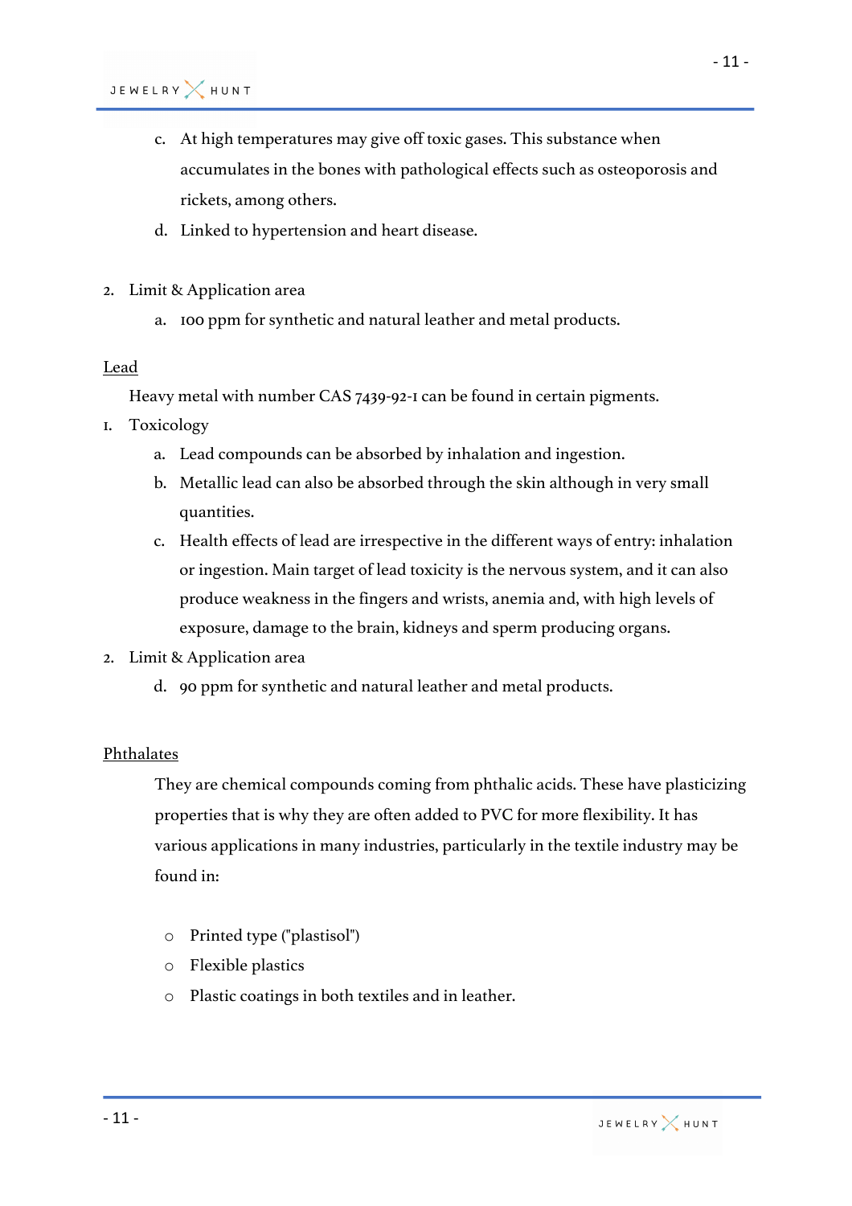c. At high temperatures may give off toxic gases. This substance when accumulates in the bones with pathological effects such as osteoporosis and rickets, among others.

d. Linked to hypertension and heart disease.

2. Limit & Application area
   a. 100 ppm for synthetic and natural leather and metal products.

<u>Lead</u>

Heavy metal with number CAS 7439-92-1 can be found in certain pigments.

1. Toxicology
   a. Lead compounds can be absorbed by inhalation and ingestion.
   b. Metallic lead can also be absorbed through the skin although in very small quantities.
   c. Health effects of lead are irrespective in the different ways of entry: inhalation or ingestion. Main target of lead toxicity is the nervous system, and it can also produce weakness in the fingers and wrists, anemia and, with high levels of exposure, damage to the brain, kidneys and sperm producing organs.
2. Limit & Application area
   d. 90 ppm for synthetic and natural leather and metal products.

<u>Phthalates</u>

They are chemical compounds coming from phthalic acids. These have plasticizing properties that is why they are often added to PVC for more flexibility. It has various applications in many industries, particularly in the textile industry may be found in:

- Printed type ("plastisol")
- Flexible plastics
- Plastic coatings in both textiles and in leather.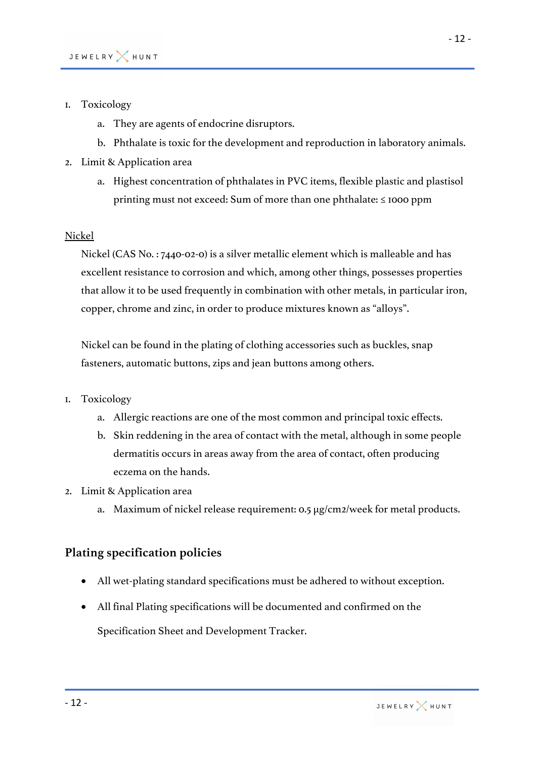1. Toxicology
    a. They are agents of endocrine disruptors.
    b. Phthalate is toxic for the development and reproduction in laboratory animals.
2. Limit & Application area
    a. Highest concentration of phthalates in PVC items, flexible plastic and plastisol printing must not exceed: Sum of more than one phthalate: ≤ 1000 ppm

<u>Nickel</u>

Nickel (CAS No. : 7440-02-0) is a silver metallic element which is malleable and has excellent resistance to corrosion and which, among other things, possesses properties that allow it to be used frequently in combination with other metals, in particular iron, copper, chrome and zinc, in order to produce mixtures known as "alloys".

Nickel can be found in the plating of clothing accessories such as buckles, snap fasteners, automatic buttons, zips and jean buttons among others.

1. Toxicology
    a. Allergic reactions are one of the most common and principal toxic effects.
    b. Skin reddening in the area of contact with the metal, although in some people dermatitis occurs in areas away from the area of contact, often producing eczema on the hands.
2. Limit & Application area
    a. Maximum of nickel release requirement: 0.5 μg/cm2/week for metal products.

## Plating specification policies

- All wet-plating standard specifications must be adhered to without exception.
- All final Plating specifications will be documented and confirmed on the Specification Sheet and Development Tracker.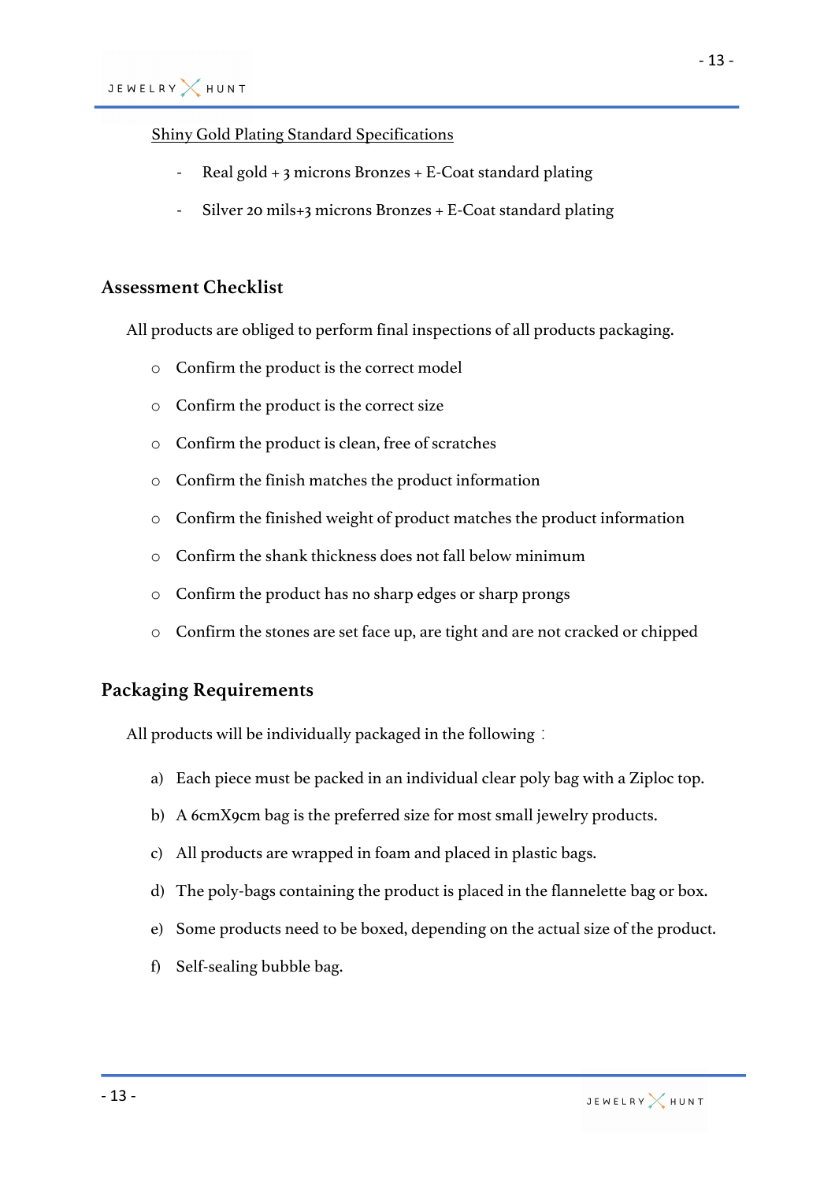Shiny Gold Plating Standard Specifications

- Real gold + 3 microns Bronzes + E-Coat standard plating
- Silver 20 mils+3 microns Bronzes + E-Coat standard plating

## Assessment Checklist

All products are obliged to perform final inspections of all products packaging.

- Confirm the product is the correct model
- Confirm the product is the correct size
- Confirm the product is clean, free of scratches
- Confirm the finish matches the product information
- Confirm the finished weight of product matches the product information
- Confirm the shank thickness does not fall below minimum
- Confirm the product has no sharp edges or sharp prongs
- Confirm the stones are set face up, are tight and are not cracked or chipped

## Packaging Requirements

All products will be individually packaged in the following：

a) Each piece must be packed in an individual clear poly bag with a Ziploc top.

b) A 6cmX9cm bag is the preferred size for most small jewelry products.

c) All products are wrapped in foam and placed in plastic bags.

d) The poly-bags containing the product is placed in the flannelette bag or box.

e) Some products need to be boxed, depending on the actual size of the product.

f) Self-sealing bubble bag.